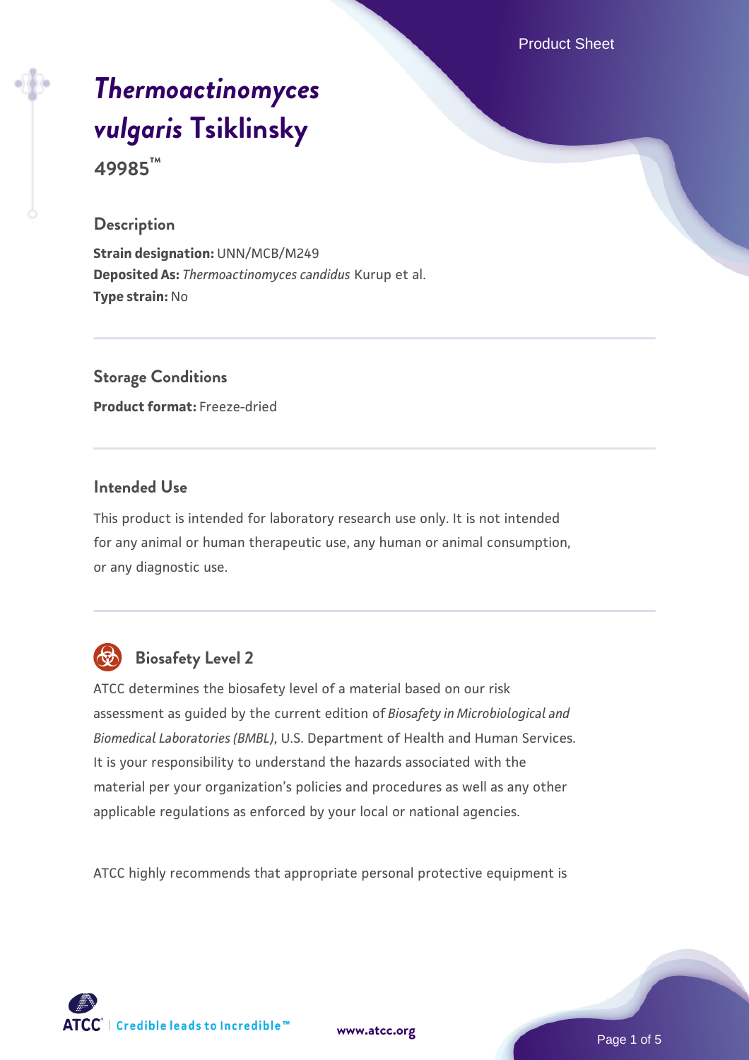# *Thermoactinomyces vulgaris* Tsiklinsky

**49985™**

## Description

**Strain designation:** UNN/MCB/M249
**Deposited As:** *Thermoactinomyces candidus* Kurup et al.
**Type strain:** No

## Storage Conditions

**Product format:** Freeze-dried

## Intended Use

This product is intended for laboratory research use only. It is not intended for any animal or human therapeutic use, any human or animal consumption, or any diagnostic use.

## Biosafety Level 2

ATCC determines the biosafety level of a material based on our risk assessment as guided by the current edition of *Biosafety in Microbiological and Biomedical Laboratories (BMBL)*, U.S. Department of Health and Human Services. It is your responsibility to understand the hazards associated with the material per your organization's policies and procedures as well as any other applicable regulations as enforced by your local or national agencies.

ATCC highly recommends that appropriate personal protective equipment is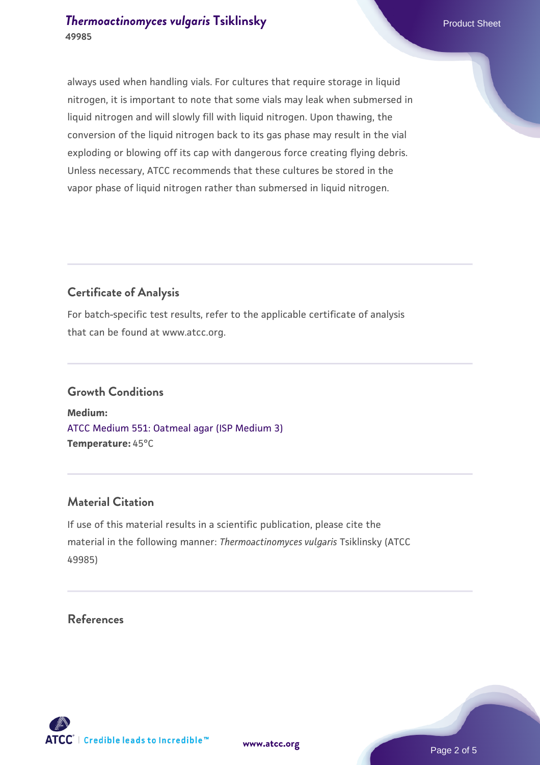always used when handling vials. For cultures that require storage in liquid nitrogen, it is important to note that some vials may leak when submersed in liquid nitrogen and will slowly fill with liquid nitrogen. Upon thawing, the conversion of the liquid nitrogen back to its gas phase may result in the vial exploding or blowing off its cap with dangerous force creating flying debris. Unless necessary, ATCC recommends that these cultures be stored in the vapor phase of liquid nitrogen rather than submersed in liquid nitrogen.

## Certificate of Analysis

For batch-specific test results, refer to the applicable certificate of analysis that can be found at www.atcc.org.

## Growth Conditions

**Medium:**
ATCC Medium 551: Oatmeal agar (ISP Medium 3)
**Temperature:** 45°C

## Material Citation

If use of this material results in a scientific publication, please cite the material in the following manner: *Thermoactinomyces vulgaris* Tsiklinsky (ATCC 49985)

## References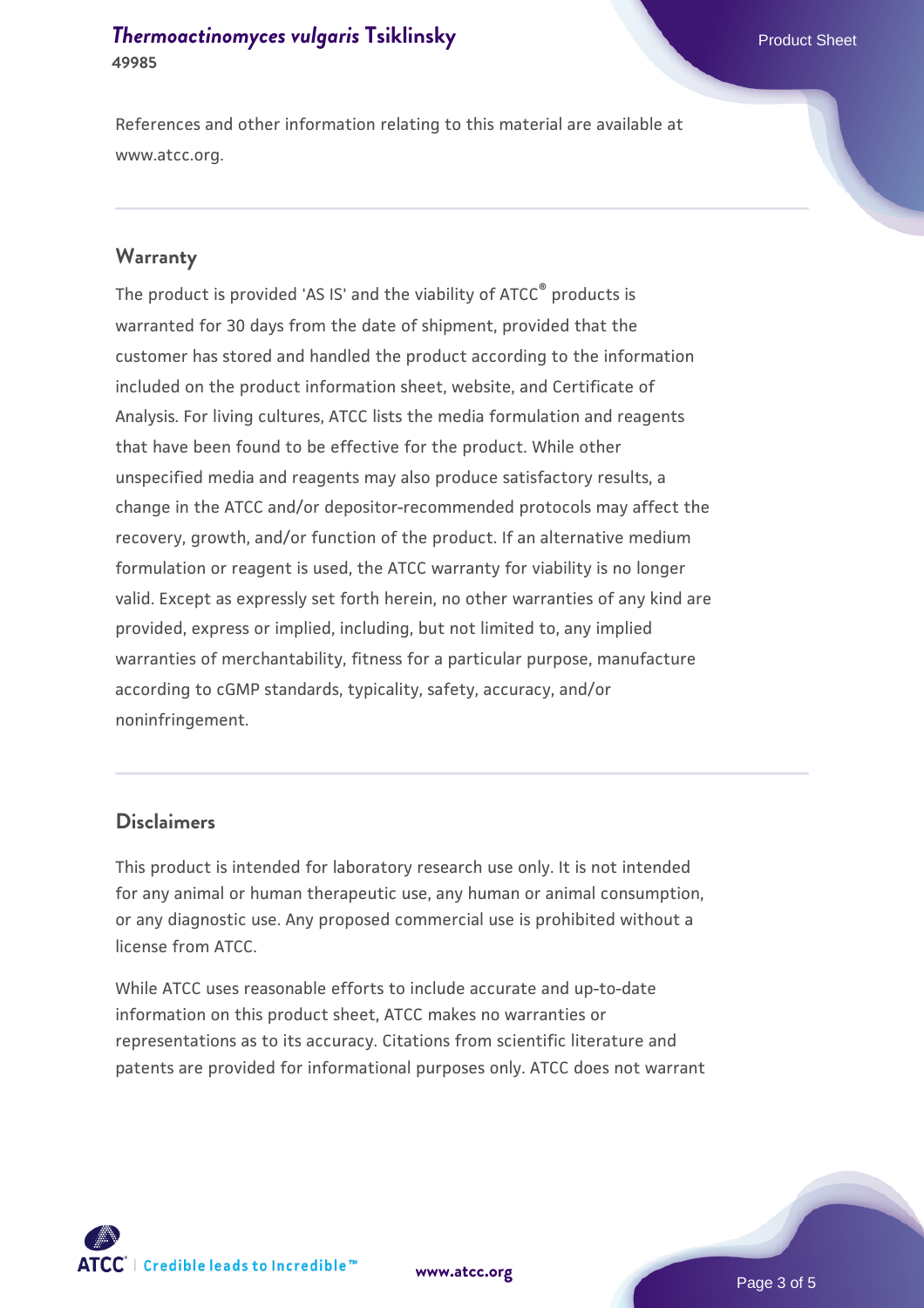References and other information relating to this material are available at www.atcc.org.

## Warranty

The product is provided 'AS IS' and the viability of ATCC® products is warranted for 30 days from the date of shipment, provided that the customer has stored and handled the product according to the information included on the product information sheet, website, and Certificate of Analysis. For living cultures, ATCC lists the media formulation and reagents that have been found to be effective for the product. While other unspecified media and reagents may also produce satisfactory results, a change in the ATCC and/or depositor-recommended protocols may affect the recovery, growth, and/or function of the product. If an alternative medium formulation or reagent is used, the ATCC warranty for viability is no longer valid. Except as expressly set forth herein, no other warranties of any kind are provided, express or implied, including, but not limited to, any implied warranties of merchantability, fitness for a particular purpose, manufacture according to cGMP standards, typicality, safety, accuracy, and/or noninfringement.

## Disclaimers

This product is intended for laboratory research use only. It is not intended for any animal or human therapeutic use, any human or animal consumption, or any diagnostic use. Any proposed commercial use is prohibited without a license from ATCC.

While ATCC uses reasonable efforts to include accurate and up-to-date information on this product sheet, ATCC makes no warranties or representations as to its accuracy. Citations from scientific literature and patents are provided for informational purposes only. ATCC does not warrant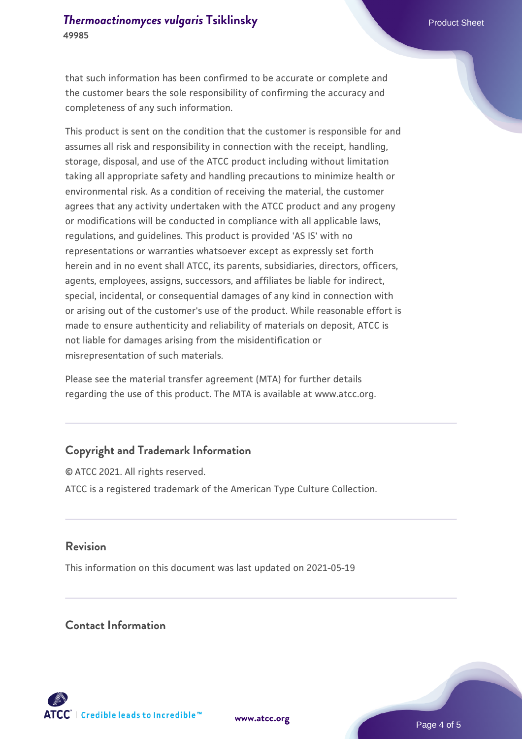that such information has been confirmed to be accurate or complete and the customer bears the sole responsibility of confirming the accuracy and completeness of any such information.

This product is sent on the condition that the customer is responsible for and assumes all risk and responsibility in connection with the receipt, handling, storage, disposal, and use of the ATCC product including without limitation taking all appropriate safety and handling precautions to minimize health or environmental risk. As a condition of receiving the material, the customer agrees that any activity undertaken with the ATCC product and any progeny or modifications will be conducted in compliance with all applicable laws, regulations, and guidelines. This product is provided 'AS IS' with no representations or warranties whatsoever except as expressly set forth herein and in no event shall ATCC, its parents, subsidiaries, directors, officers, agents, employees, assigns, successors, and affiliates be liable for indirect, special, incidental, or consequential damages of any kind in connection with or arising out of the customer's use of the product. While reasonable effort is made to ensure authenticity and reliability of materials on deposit, ATCC is not liable for damages arising from the misidentification or misrepresentation of such materials.

Please see the material transfer agreement (MTA) for further details regarding the use of this product. The MTA is available at www.atcc.org.

## Copyright and Trademark Information

© ATCC 2021. All rights reserved.

ATCC is a registered trademark of the American Type Culture Collection.

## Revision

This information on this document was last updated on 2021-05-19

## Contact Information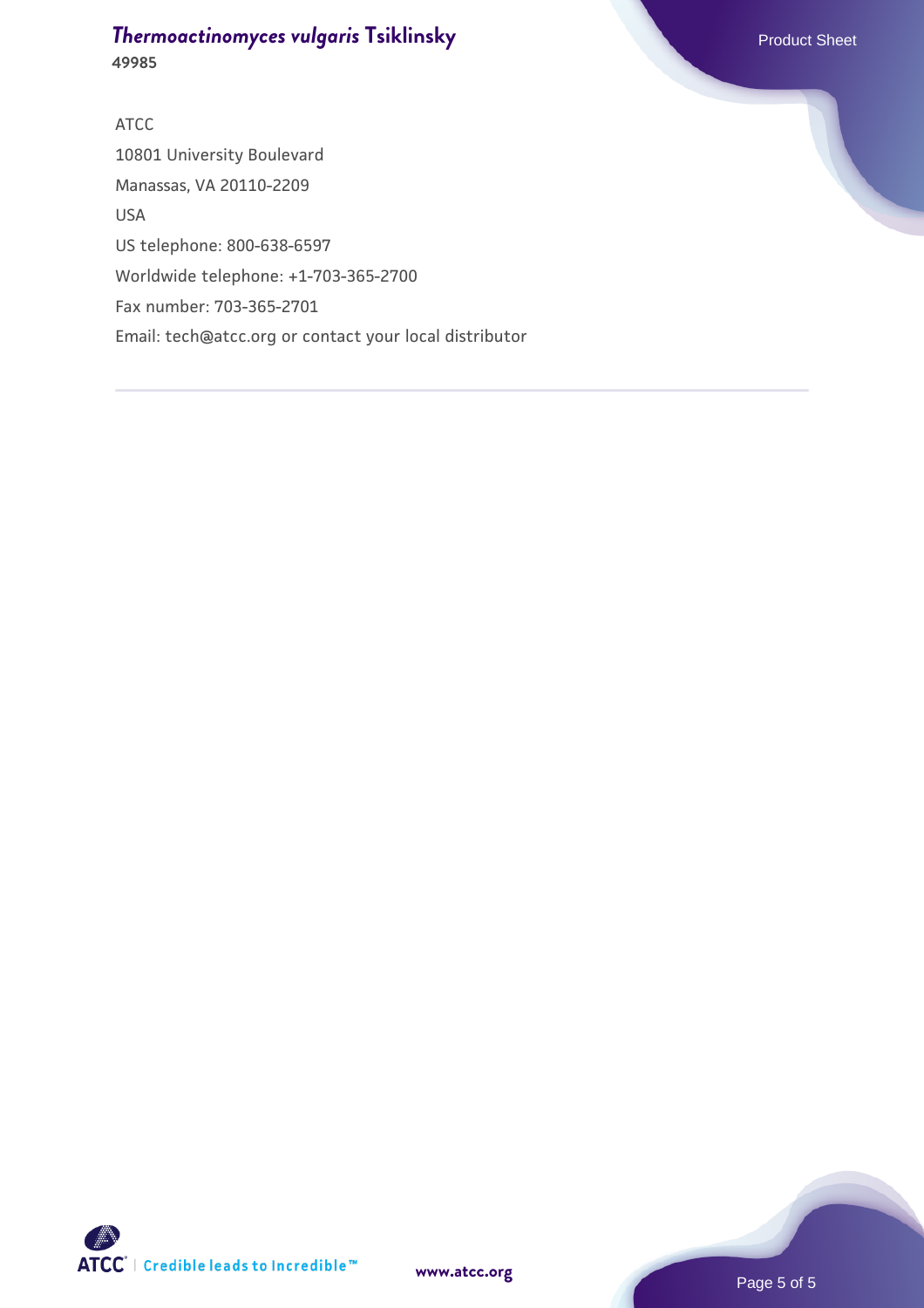ATCC

10801 University Boulevard

Manassas, VA 20110-2209

USA

US telephone: 800-638-6597

Worldwide telephone: +1-703-365-2700

Fax number: 703-365-2701

Email: tech@atcc.org or contact your local distributor